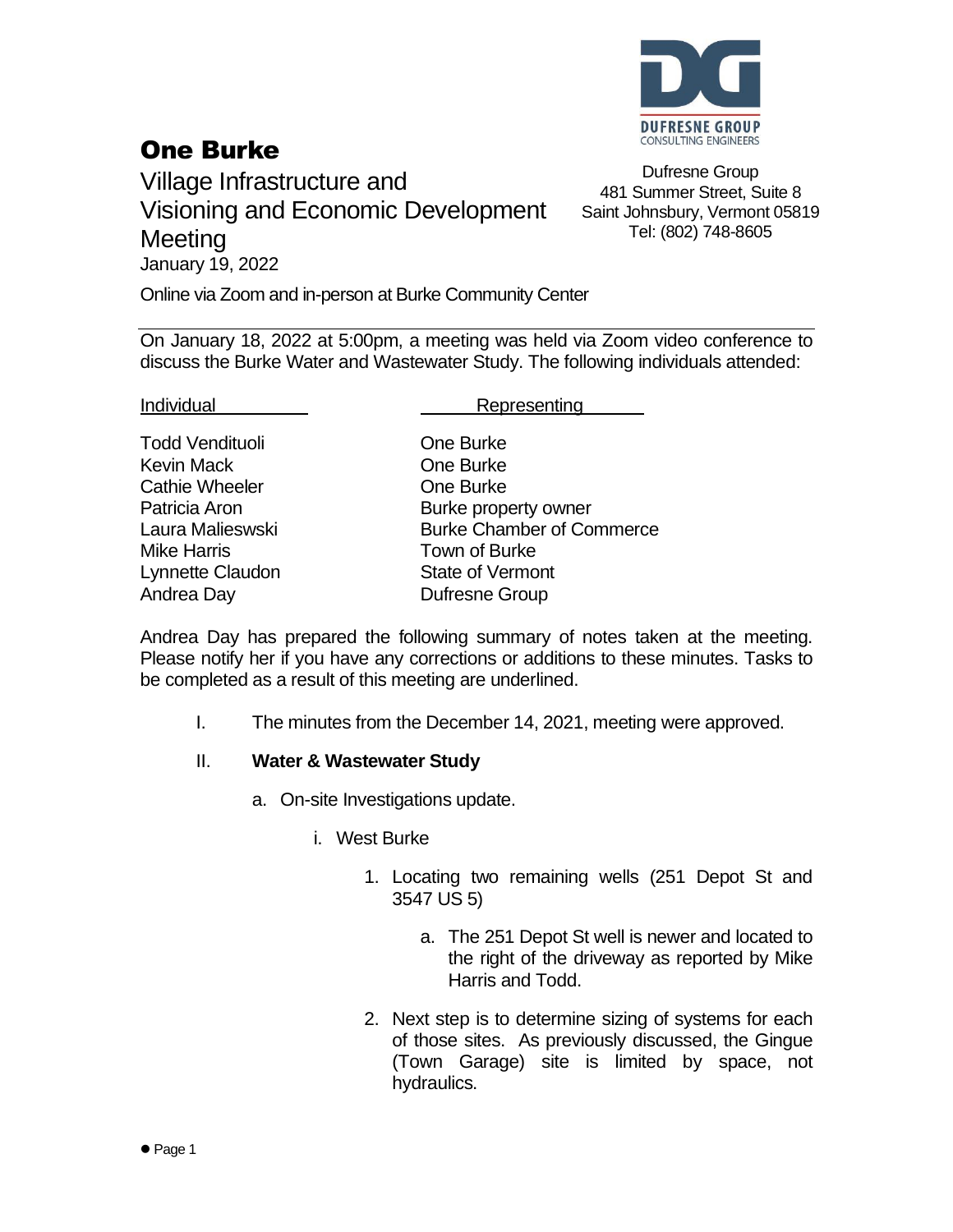# One Burke

Village Infrastructure and Visioning and Economic Development Meeting

January 19, 2022

Dufresne Group
481 Summer Street, Suite 8
Saint Johnsbury, Vermont 05819
Tel: (802) 748-8605

Online via Zoom and in-person at Burke Community Center

---

On January 18, 2022 at 5:00pm, a meeting was held via Zoom video conference to discuss the Burke Water and Wastewater Study. The following individuals attended:

| Individual | Representing |
|---|---|
| Todd Vendituoli | One Burke |
| Kevin Mack | One Burke |
| Cathie Wheeler | One Burke |
| Patricia Aron | Burke property owner |
| Laura Malieswski | Burke Chamber of Commerce |
| Mike Harris | Town of Burke |
| Lynnette Claudon | State of Vermont |
| Andrea Day | Dufresne Group |

Andrea Day has prepared the following summary of notes taken at the meeting. Please notify her if you have any corrections or additions to these minutes. Tasks to be completed as a result of this meeting are underlined.

I. The minutes from the December 14, 2021, meeting were approved.

II. **Water & Wastewater Study**

   a. On-site Investigations update.

      i. West Burke

         1. Locating two remaining wells (251 Depot St and 3547 US 5)

            a. The 251 Depot St well is newer and located to the right of the driveway as reported by Mike Harris and Todd.

         2. Next step is to determine sizing of systems for each of those sites. As previously discussed, the Gingue (Town Garage) site is limited by space, not hydraulics.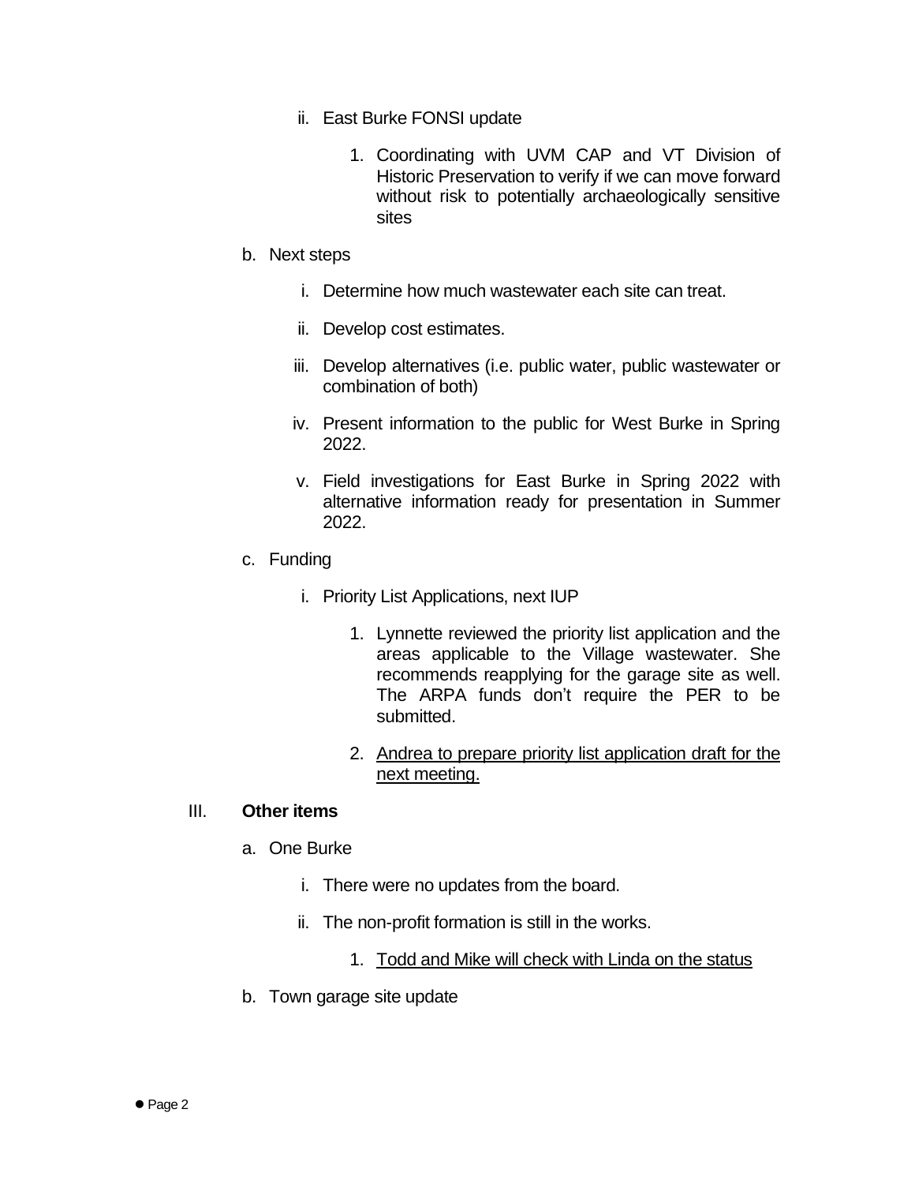ii. East Burke FONSI update

1. Coordinating with UVM CAP and VT Division of Historic Preservation to verify if we can move forward without risk to potentially archaeologically sensitive sites

b. Next steps

i. Determine how much wastewater each site can treat.

ii. Develop cost estimates.

iii. Develop alternatives (i.e. public water, public wastewater or combination of both)

iv. Present information to the public for West Burke in Spring 2022.

v. Field investigations for East Burke in Spring 2022 with alternative information ready for presentation in Summer 2022.

c. Funding

i. Priority List Applications, next IUP

1. Lynnette reviewed the priority list application and the areas applicable to the Village wastewater. She recommends reapplying for the garage site as well. The ARPA funds don't require the PER to be submitted.

2. <u>Andrea to prepare priority list application draft for the next meeting.</u>

III. **Other items**

a. One Burke

i. There were no updates from the board.

ii. The non-profit formation is still in the works.

1. <u>Todd and Mike will check with Linda on the status</u>

b. Town garage site update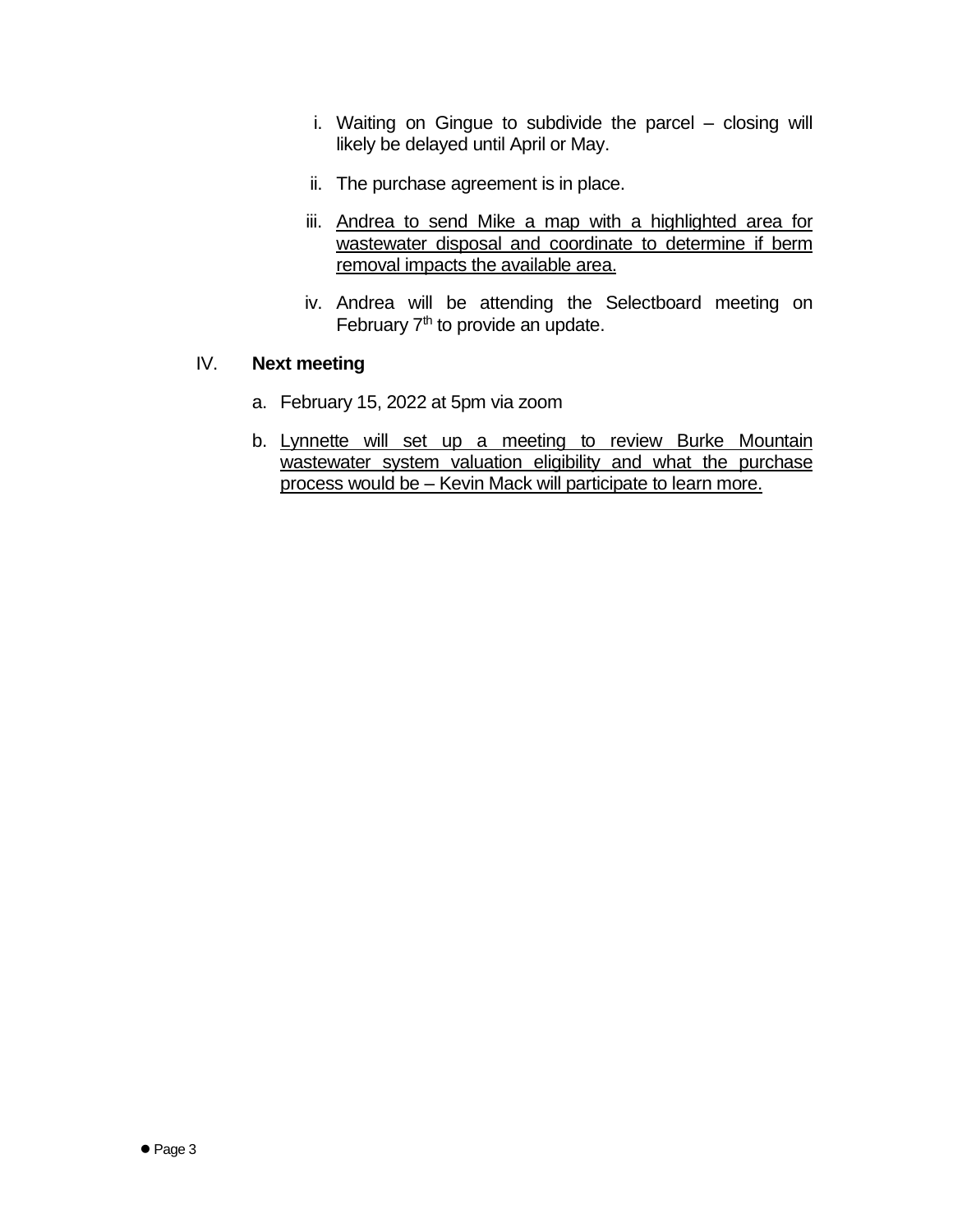i. Waiting on Gingue to subdivide the parcel – closing will likely be delayed until April or May.

ii. The purchase agreement is in place.

iii. Andrea to send Mike a map with a highlighted area for wastewater disposal and coordinate to determine if berm removal impacts the available area.

iv. Andrea will be attending the Selectboard meeting on February 7th to provide an update.

IV. **Next meeting**

a. February 15, 2022 at 5pm via zoom

b. Lynnette will set up a meeting to review Burke Mountain wastewater system valuation eligibility and what the purchase process would be – Kevin Mack will participate to learn more.